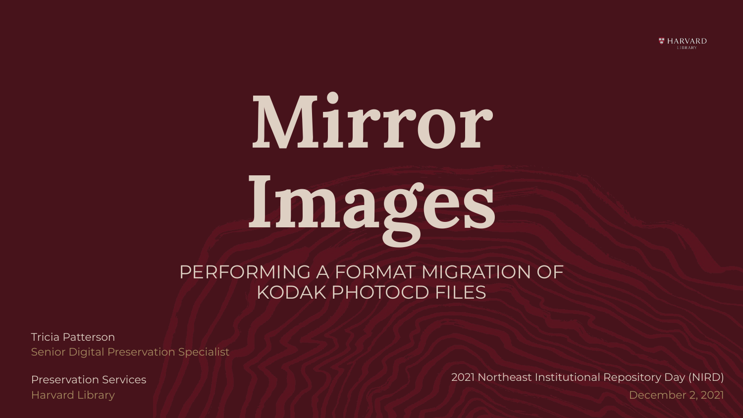HARVARD LIBRARY

# Mirror Images

## PERFORMING A FORMAT MIGRATION OF KODAK PHOTOCD FILES

Tricia Patterson
Senior Digital Preservation Specialist

Preservation Services
Harvard Library

2021 Northeast Institutional Repository Day (NIRD)
December 2, 2021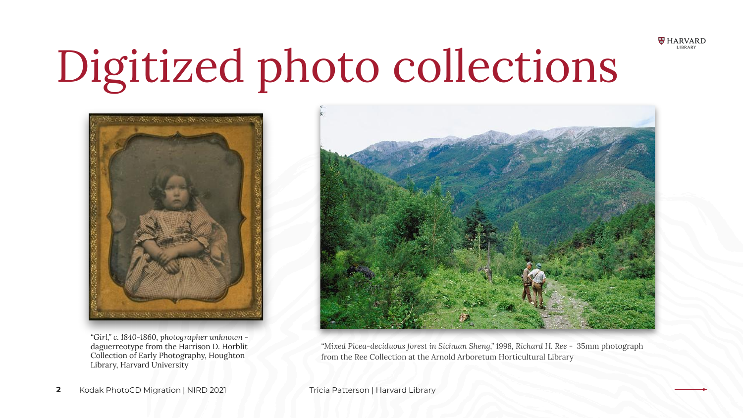# Digitized photo collections

*"Girl," c. 1840-1860, photographer unknown -* daguerreotype from the Harrison D. Horblit Collection of Early Photography, Houghton Library, Harvard University

*"Mixed Picea-deciduous forest in Sichuan Sheng," 1998, Richard H. Ree -* 35mm photograph from the Ree Collection at the Arnold Arboretum Horticultural Library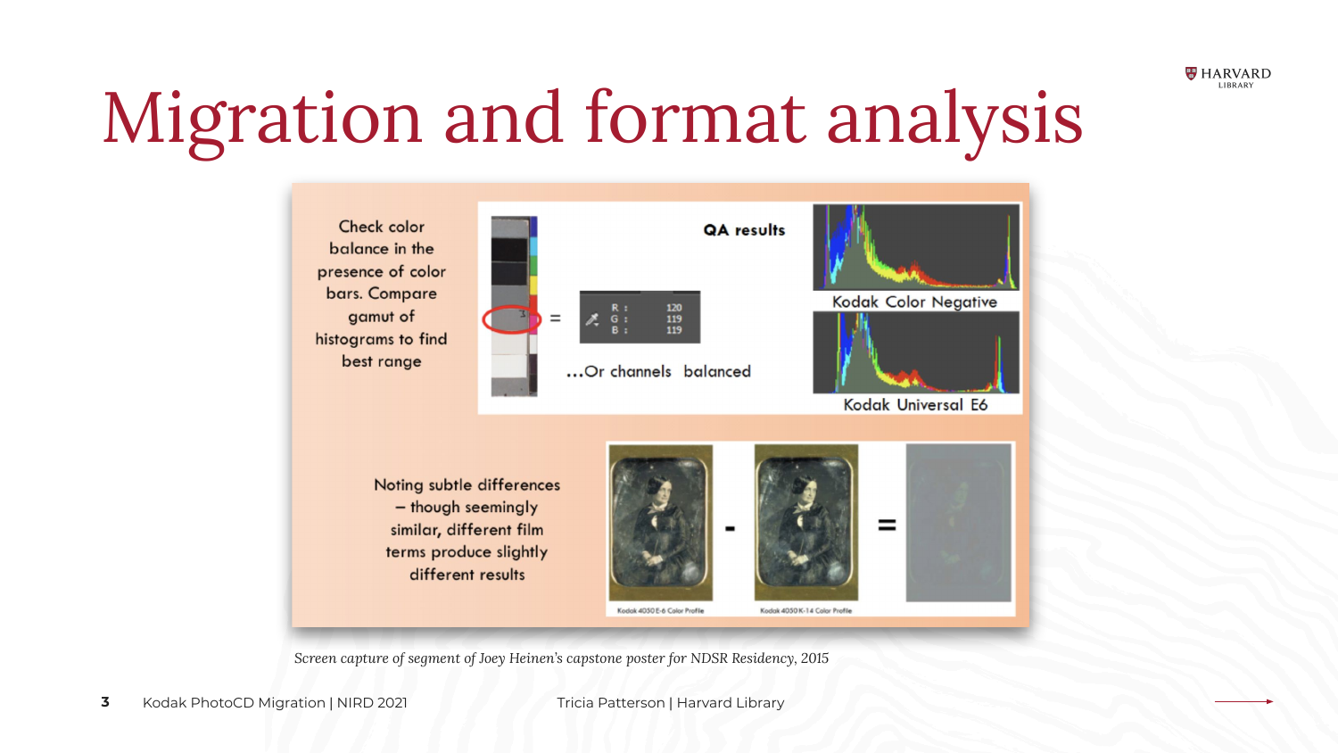# Migration and format analysis

Check color balance in the presence of color bars. Compare gamut of histograms to find best range

QA results

R : 120
G : 119
B : 119

…Or channels balanced

Kodak Color Negative

Kodak Universal E6

Noting subtle differences – though seemingly similar, different film terms produce slightly different results

Kodak 4050 E-6 Color Profile

Kodak 4050 K-14 Color Profile

*Screen capture of segment of Joey Heinen's capstone poster for NDSR Residency, 2015*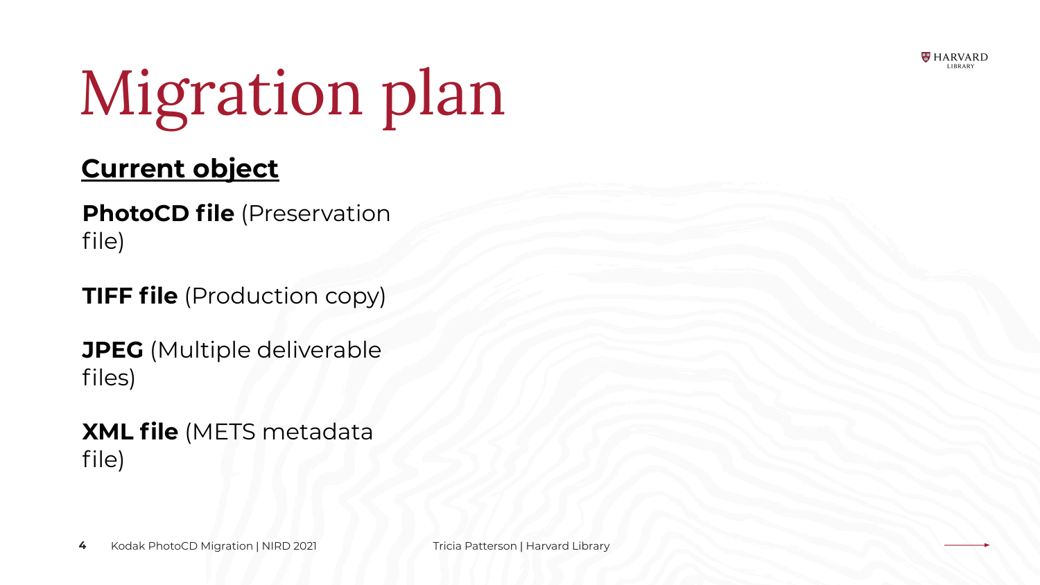# Migration plan

## Current object

**PhotoCD file** (Preservation file)

**TIFF file** (Production copy)

**JPEG** (Multiple deliverable files)

**XML file** (METS metadata file)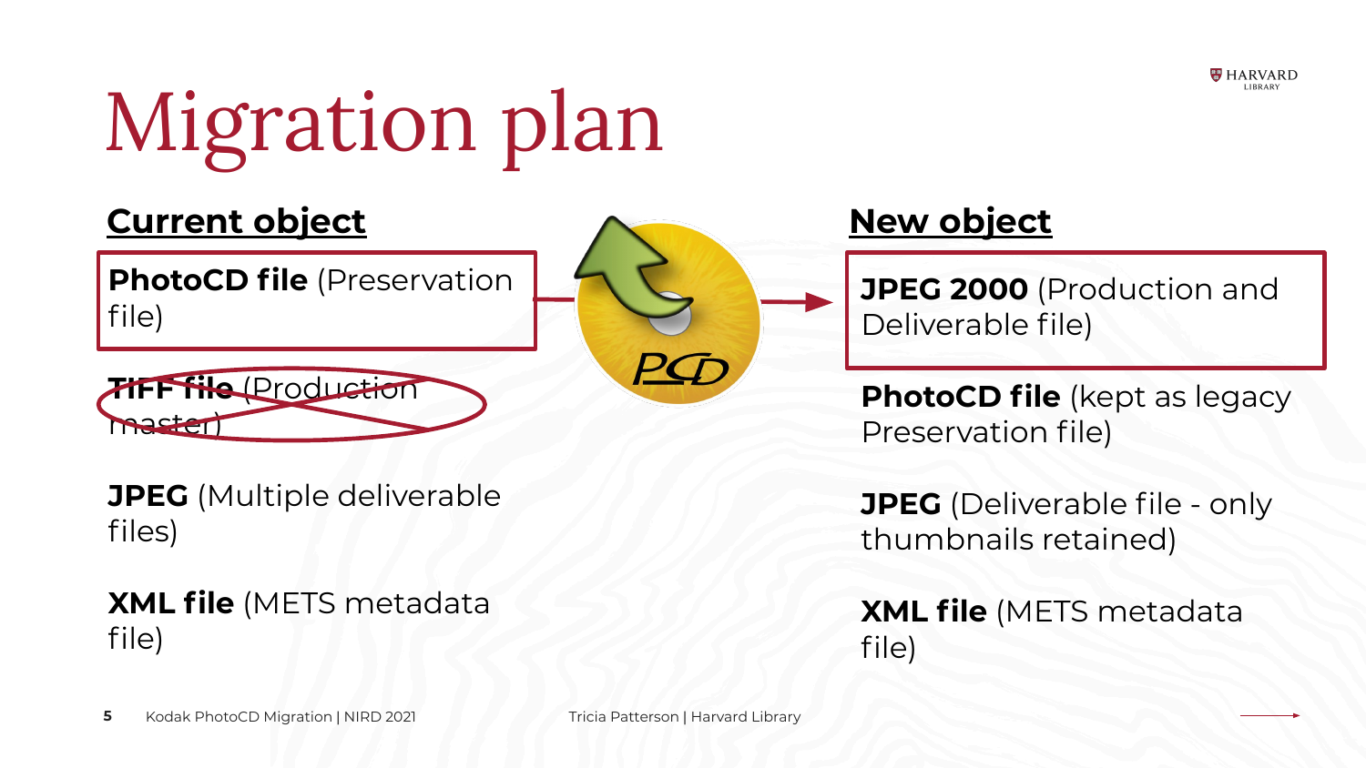# Migration plan

## Current object

**PhotoCD file** (Preservation file)

~~**TIFF file** (Production master)~~

**JPEG** (Multiple deliverable files)

**XML file** (METS metadata file)

## New object

**JPEG 2000** (Production and Deliverable file)

**PhotoCD file** (kept as legacy Preservation file)

**JPEG** (Deliverable file - only thumbnails retained)

**XML file** (METS metadata file)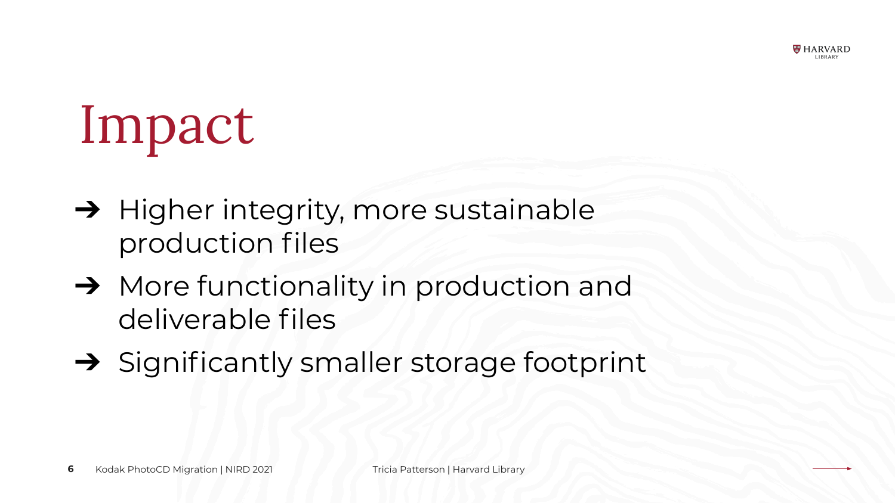# Impact

- Higher integrity, more sustainable production files
- More functionality in production and deliverable files
- Significantly smaller storage footprint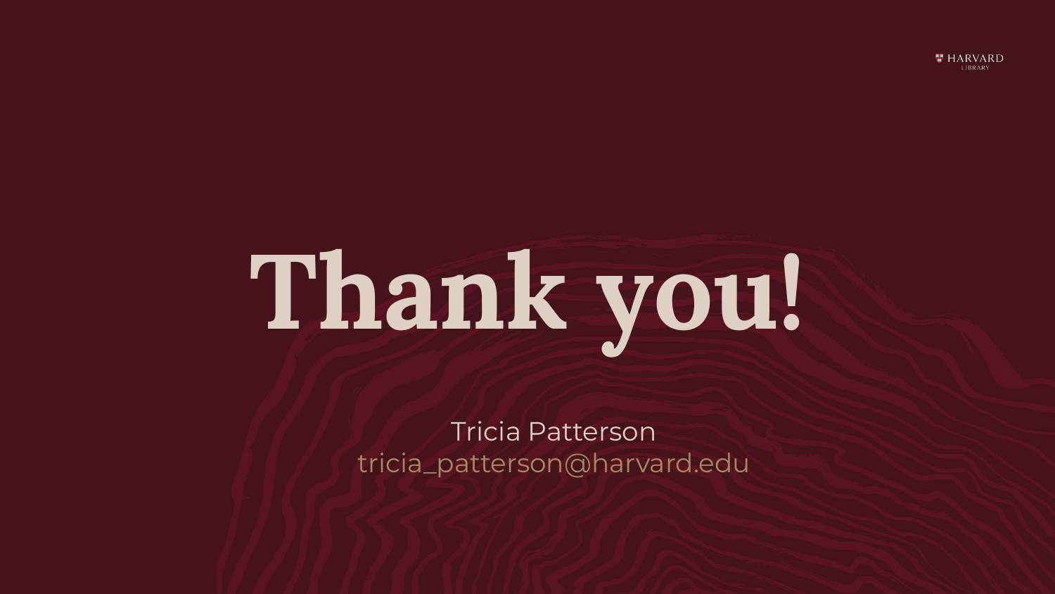HARVARD LIBRARY

# Thank you!

Tricia Patterson
tricia_patterson@harvard.edu